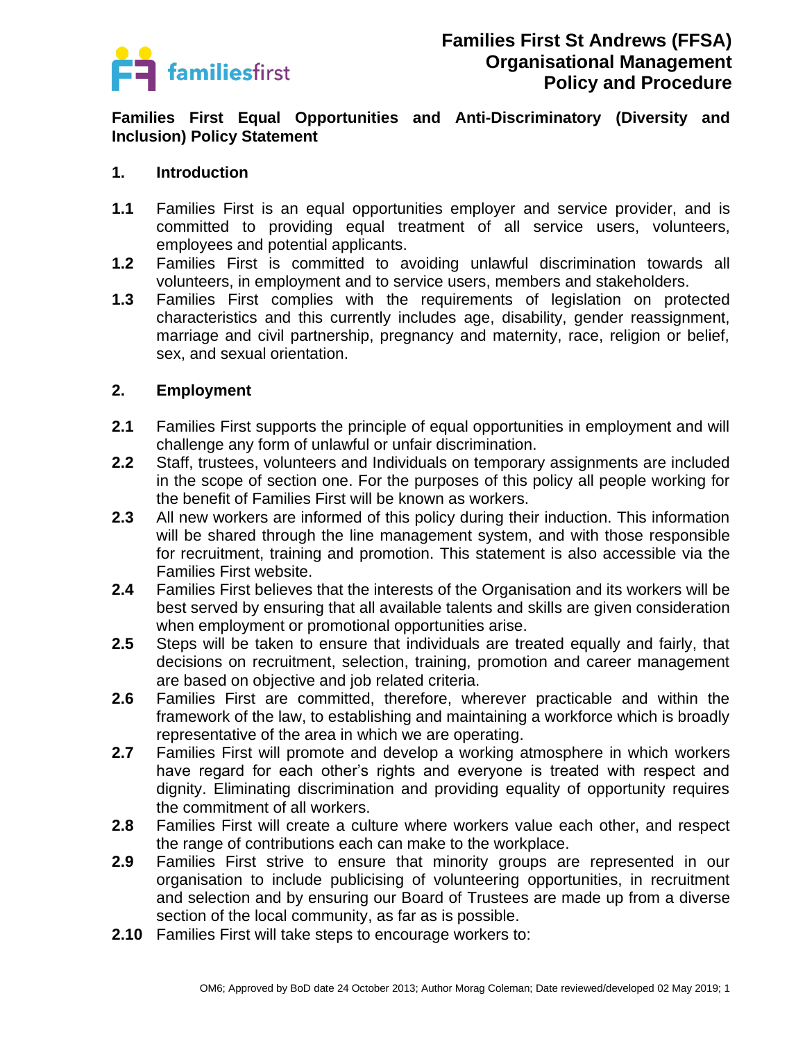# Families First St Andrews (FFSA) Organisational Management Policy and Procedure

## Families First Equal Opportunities and Anti-Discriminatory (Diversity and Inclusion) Policy Statement

### 1. Introduction

**1.1** Families First is an equal opportunities employer and service provider, and is committed to providing equal treatment of all service users, volunteers, employees and potential applicants.

**1.2** Families First is committed to avoiding unlawful discrimination towards all volunteers, in employment and to service users, members and stakeholders.

**1.3** Families First complies with the requirements of legislation on protected characteristics and this currently includes age, disability, gender reassignment, marriage and civil partnership, pregnancy and maternity, race, religion or belief, sex, and sexual orientation.

### 2. Employment

**2.1** Families First supports the principle of equal opportunities in employment and will challenge any form of unlawful or unfair discrimination.

**2.2** Staff, trustees, volunteers and Individuals on temporary assignments are included in the scope of section one. For the purposes of this policy all people working for the benefit of Families First will be known as workers.

**2.3** All new workers are informed of this policy during their induction. This information will be shared through the line management system, and with those responsible for recruitment, training and promotion. This statement is also accessible via the Families First website.

**2.4** Families First believes that the interests of the Organisation and its workers will be best served by ensuring that all available talents and skills are given consideration when employment or promotional opportunities arise.

**2.5** Steps will be taken to ensure that individuals are treated equally and fairly, that decisions on recruitment, selection, training, promotion and career management are based on objective and job related criteria.

**2.6** Families First are committed, therefore, wherever practicable and within the framework of the law, to establishing and maintaining a workforce which is broadly representative of the area in which we are operating.

**2.7** Families First will promote and develop a working atmosphere in which workers have regard for each other's rights and everyone is treated with respect and dignity. Eliminating discrimination and providing equality of opportunity requires the commitment of all workers.

**2.8** Families First will create a culture where workers value each other, and respect the range of contributions each can make to the workplace.

**2.9** Families First strive to ensure that minority groups are represented in our organisation to include publicising of volunteering opportunities, in recruitment and selection and by ensuring our Board of Trustees are made up from a diverse section of the local community, as far as is possible.

**2.10** Families First will take steps to encourage workers to: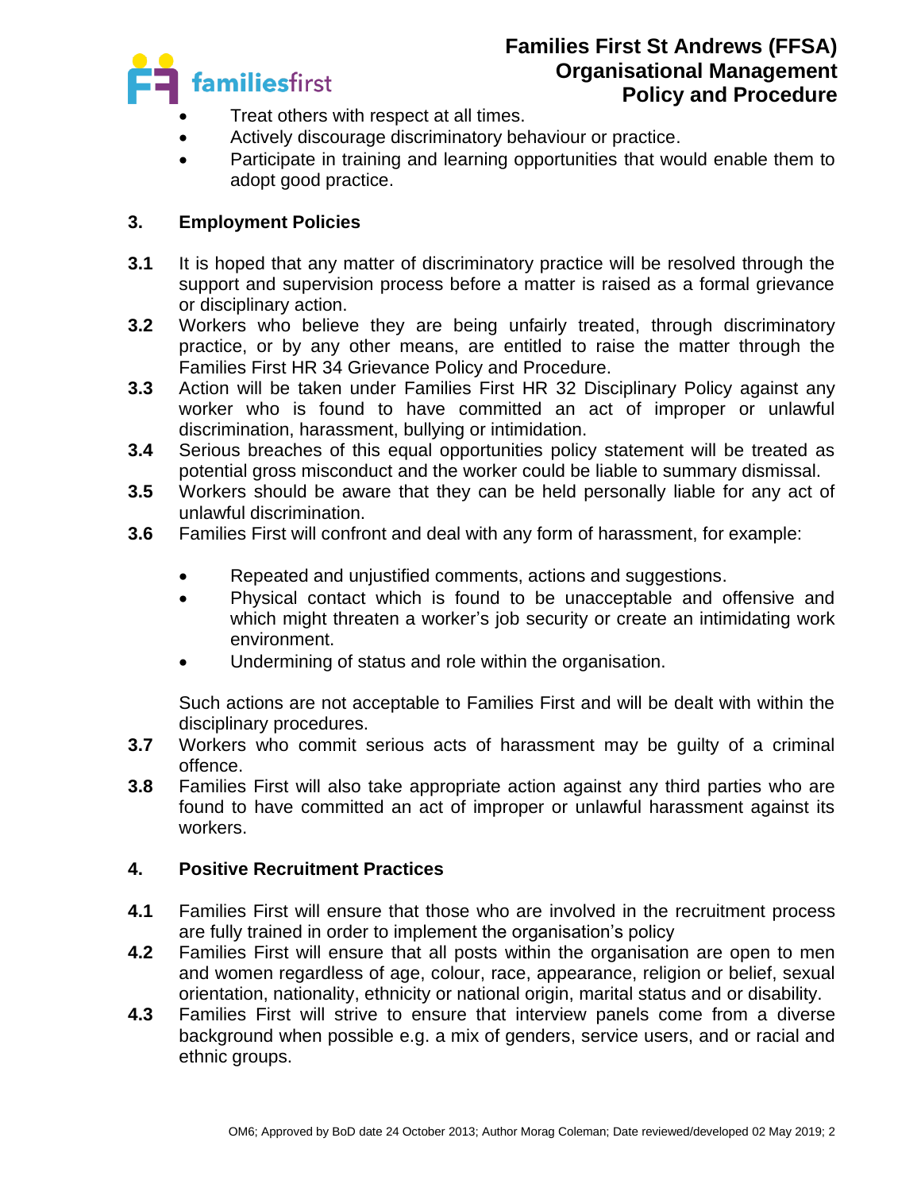- Treat others with respect at all times.
- Actively discourage discriminatory behaviour or practice.
- Participate in training and learning opportunities that would enable them to adopt good practice.

## 3. Employment Policies

**3.1** It is hoped that any matter of discriminatory practice will be resolved through the support and supervision process before a matter is raised as a formal grievance or disciplinary action.

**3.2** Workers who believe they are being unfairly treated, through discriminatory practice, or by any other means, are entitled to raise the matter through the Families First HR 34 Grievance Policy and Procedure.

**3.3** Action will be taken under Families First HR 32 Disciplinary Policy against any worker who is found to have committed an act of improper or unlawful discrimination, harassment, bullying or intimidation.

**3.4** Serious breaches of this equal opportunities policy statement will be treated as potential gross misconduct and the worker could be liable to summary dismissal.

**3.5** Workers should be aware that they can be held personally liable for any act of unlawful discrimination.

**3.6** Families First will confront and deal with any form of harassment, for example:

- Repeated and unjustified comments, actions and suggestions.
- Physical contact which is found to be unacceptable and offensive and which might threaten a worker's job security or create an intimidating work environment.
- Undermining of status and role within the organisation.

Such actions are not acceptable to Families First and will be dealt with within the disciplinary procedures.

**3.7** Workers who commit serious acts of harassment may be guilty of a criminal offence.

**3.8** Families First will also take appropriate action against any third parties who are found to have committed an act of improper or unlawful harassment against its workers.

## 4. Positive Recruitment Practices

**4.1** Families First will ensure that those who are involved in the recruitment process are fully trained in order to implement the organisation's policy

**4.2** Families First will ensure that all posts within the organisation are open to men and women regardless of age, colour, race, appearance, religion or belief, sexual orientation, nationality, ethnicity or national origin, marital status and or disability.

**4.3** Families First will strive to ensure that interview panels come from a diverse background when possible e.g. a mix of genders, service users, and or racial and ethnic groups.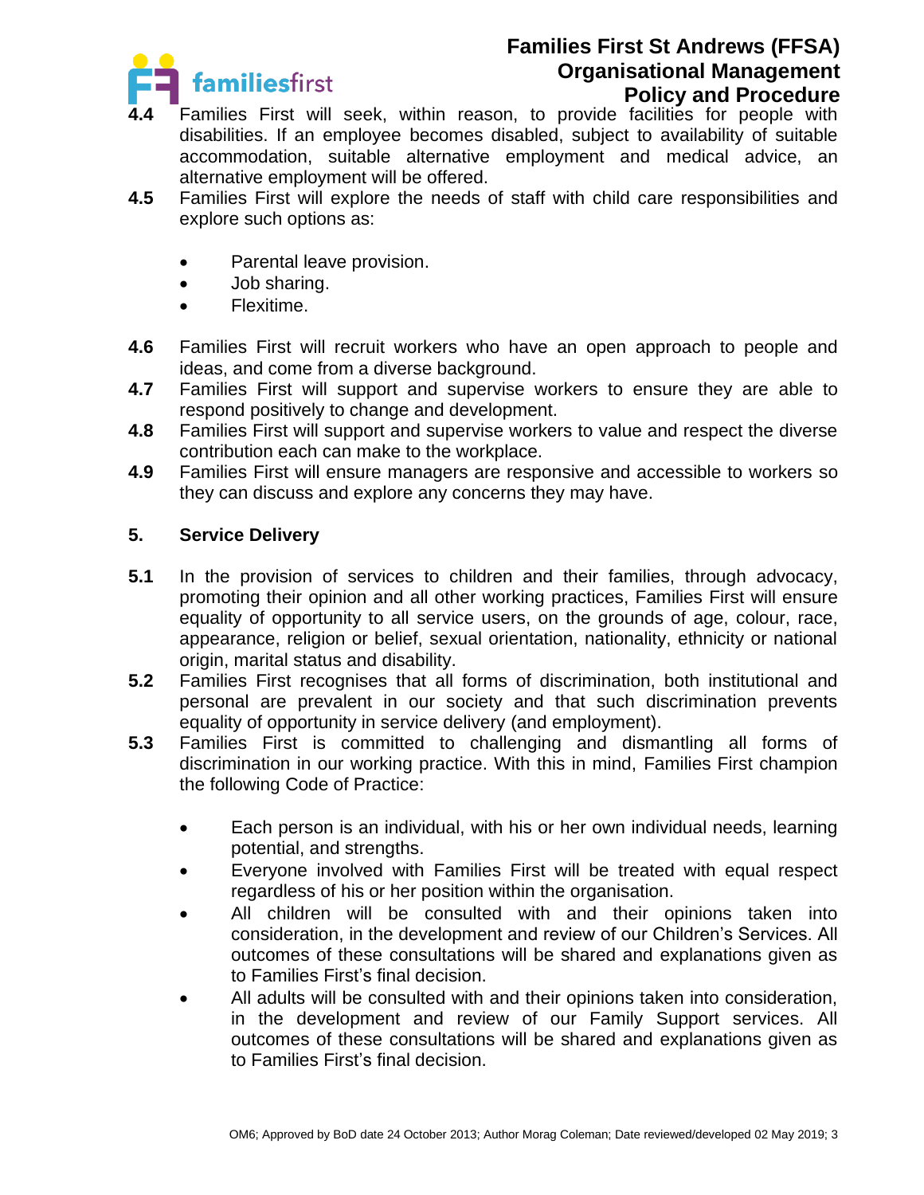**4.4** Families First will seek, within reason, to provide facilities for people with disabilities. If an employee becomes disabled, subject to availability of suitable accommodation, suitable alternative employment and medical advice, an alternative employment will be offered.

**4.5** Families First will explore the needs of staff with child care responsibilities and explore such options as:

- Parental leave provision.
- Job sharing.
- Flexitime.

**4.6** Families First will recruit workers who have an open approach to people and ideas, and come from a diverse background.

**4.7** Families First will support and supervise workers to ensure they are able to respond positively to change and development.

**4.8** Families First will support and supervise workers to value and respect the diverse contribution each can make to the workplace.

**4.9** Families First will ensure managers are responsive and accessible to workers so they can discuss and explore any concerns they may have.

## 5. Service Delivery

**5.1** In the provision of services to children and their families, through advocacy, promoting their opinion and all other working practices, Families First will ensure equality of opportunity to all service users, on the grounds of age, colour, race, appearance, religion or belief, sexual orientation, nationality, ethnicity or national origin, marital status and disability.

**5.2** Families First recognises that all forms of discrimination, both institutional and personal are prevalent in our society and that such discrimination prevents equality of opportunity in service delivery (and employment).

**5.3** Families First is committed to challenging and dismantling all forms of discrimination in our working practice. With this in mind, Families First champion the following Code of Practice:

- Each person is an individual, with his or her own individual needs, learning potential, and strengths.
- Everyone involved with Families First will be treated with equal respect regardless of his or her position within the organisation.
- All children will be consulted with and their opinions taken into consideration, in the development and review of our Children's Services. All outcomes of these consultations will be shared and explanations given as to Families First's final decision.
- All adults will be consulted with and their opinions taken into consideration, in the development and review of our Family Support services. All outcomes of these consultations will be shared and explanations given as to Families First's final decision.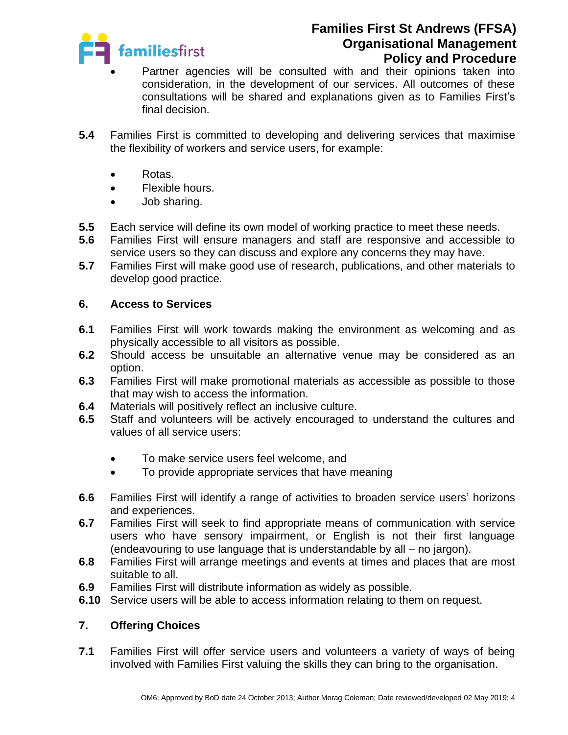- Partner agencies will be consulted with and their opinions taken into consideration, in the development of our services. All outcomes of these consultations will be shared and explanations given as to Families First's final decision.

**5.4** Families First is committed to developing and delivering services that maximise the flexibility of workers and service users, for example:

- Rotas.
- Flexible hours.
- Job sharing.

**5.5** Each service will define its own model of working practice to meet these needs.

**5.6** Families First will ensure managers and staff are responsive and accessible to service users so they can discuss and explore any concerns they may have.

**5.7** Families First will make good use of research, publications, and other materials to develop good practice.

## 6. Access to Services

**6.1** Families First will work towards making the environment as welcoming and as physically accessible to all visitors as possible.

**6.2** Should access be unsuitable an alternative venue may be considered as an option.

**6.3** Families First will make promotional materials as accessible as possible to those that may wish to access the information.

**6.4** Materials will positively reflect an inclusive culture.

**6.5** Staff and volunteers will be actively encouraged to understand the cultures and values of all service users:

- To make service users feel welcome, and
- To provide appropriate services that have meaning

**6.6** Families First will identify a range of activities to broaden service users' horizons and experiences.

**6.7** Families First will seek to find appropriate means of communication with service users who have sensory impairment, or English is not their first language (endeavouring to use language that is understandable by all – no jargon).

**6.8** Families First will arrange meetings and events at times and places that are most suitable to all.

**6.9** Families First will distribute information as widely as possible.

**6.10** Service users will be able to access information relating to them on request.

## 7. Offering Choices

**7.1** Families First will offer service users and volunteers a variety of ways of being involved with Families First valuing the skills they can bring to the organisation.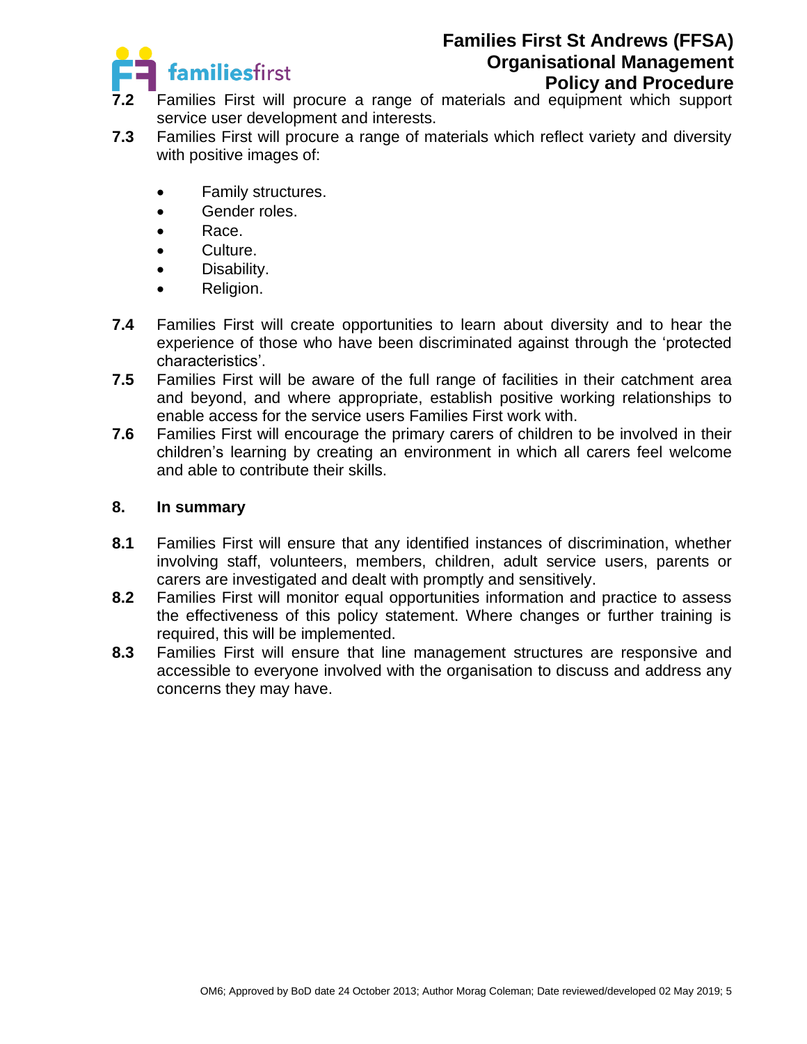**7.2** Families First will procure a range of materials and equipment which support service user development and interests.

**7.3** Families First will procure a range of materials which reflect variety and diversity with positive images of:

- Family structures.
- Gender roles.
- Race.
- Culture.
- Disability.
- Religion.

**7.4** Families First will create opportunities to learn about diversity and to hear the experience of those who have been discriminated against through the 'protected characteristics'.

**7.5** Families First will be aware of the full range of facilities in their catchment area and beyond, and where appropriate, establish positive working relationships to enable access for the service users Families First work with.

**7.6** Families First will encourage the primary carers of children to be involved in their children's learning by creating an environment in which all carers feel welcome and able to contribute their skills.

## 8. In summary

**8.1** Families First will ensure that any identified instances of discrimination, whether involving staff, volunteers, members, children, adult service users, parents or carers are investigated and dealt with promptly and sensitively.

**8.2** Families First will monitor equal opportunities information and practice to assess the effectiveness of this policy statement. Where changes or further training is required, this will be implemented.

**8.3** Families First will ensure that line management structures are responsive and accessible to everyone involved with the organisation to discuss and address any concerns they may have.